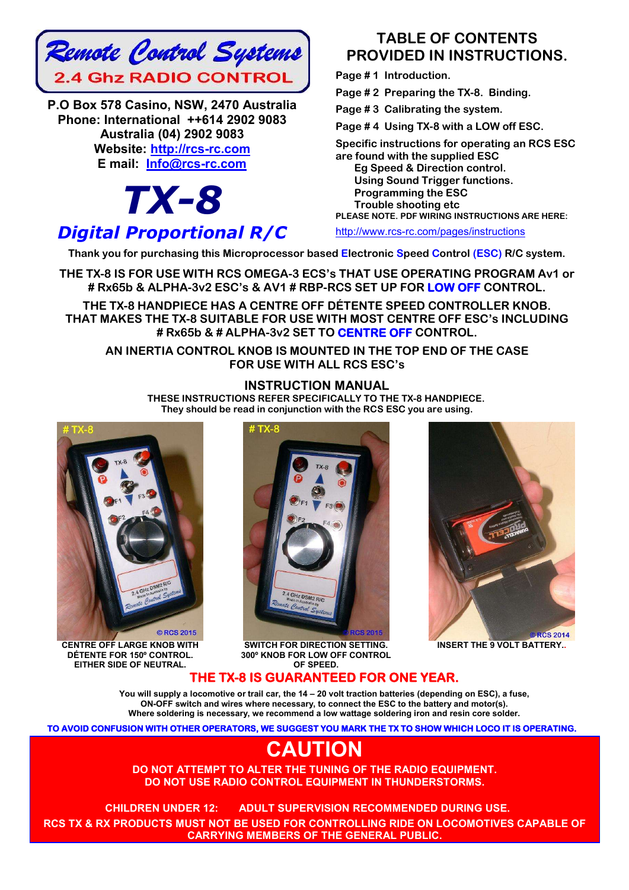# Remote Control Systems

## 2.4 Ghz RADIO CONTROL

**P.O Box 578 Casino, NSW, 2470 Australia**
**Phone: International ++614 2902 9083**
**Australia (04) 2902 9083**
**Website: http://rcs-rc.com**
**E mail: Info@rcs-rc.com**

# TX-8

## *Digital Proportional R/C*

## TABLE OF CONTENTS PROVIDED IN INSTRUCTIONS.

- Page # 1 Introduction.
- Page # 2 Preparing the TX-8. Binding.
- Page # 3 Calibrating the system.
- Page # 4 Using TX-8 with a LOW off ESC.

Specific instructions for operating an RCS ESC are found with the supplied ESC
- Eg Speed & Direction control.
- Using Sound Trigger functions.
- Programming the ESC
- Trouble shooting etc

PLEASE NOTE. PDF WIRING INSTRUCTIONS ARE HERE:
http://www.rcs-rc.com/pages/instructions

**Thank you for purchasing this Microprocessor based Electronic Speed Control (ESC) R/C system.**

**THE TX-8 IS FOR USE WITH RCS OMEGA-3 ECS's THAT USE OPERATING PROGRAM Av1 or # Rx65b & ALPHA-3v2 ESC's & AV1 # RBP-RCS SET UP FOR LOW OFF CONTROL.**

**THE TX-8 HANDPIECE HAS A CENTRE OFF DÉTENTE SPEED CONTROLLER KNOB. THAT MAKES THE TX-8 SUITABLE FOR USE WITH MOST CENTRE OFF ESC's INCLUDING # Rx65b & # ALPHA-3v2 SET TO CENTRE OFF CONTROL.**

**AN INERTIA CONTROL KNOB IS MOUNTED IN THE TOP END OF THE CASE FOR USE WITH ALL RCS ESC's**

## INSTRUCTION MANUAL

**THESE INSTRUCTIONS REFER SPECIFICALLY TO THE TX-8 HANDPIECE.**
**They should be read in conjunction with the RCS ESC you are using.**

CENTRE OFF LARGE KNOB WITH DÉTENTE FOR 150º CONTROL. EITHER SIDE OF NEUTRAL.

SWITCH FOR DIRECTION SETTING. 300º KNOB FOR LOW OFF CONTROL OF SPEED.

INSERT THE 9 VOLT BATTERY..

## THE TX-8 IS GUARANTEED FOR ONE YEAR.

**You will supply a locomotive or trail car, the 14 – 20 volt traction batteries (depending on ESC), a fuse, ON-OFF switch and wires where necessary, to connect the ESC to the battery and motor(s). Where soldering is necessary, we recommend a low wattage soldering iron and resin core solder.**

**TO AVOID CONFUSION WITH OTHER OPERATORS, WE SUGGEST YOU MARK THE TX TO SHOW WHICH LOCO IT IS OPERATING.**

# CAUTION

**DO NOT ATTEMPT TO ALTER THE TUNING OF THE RADIO EQUIPMENT.**
**DO NOT USE RADIO CONTROL EQUIPMENT IN THUNDERSTORMS.**

**CHILDREN UNDER 12: ADULT SUPERVISION RECOMMENDED DURING USE.**

**RCS TX & RX PRODUCTS MUST NOT BE USED FOR CONTROLLING RIDE ON LOCOMOTIVES CAPABLE OF CARRYING MEMBERS OF THE GENERAL PUBLIC.**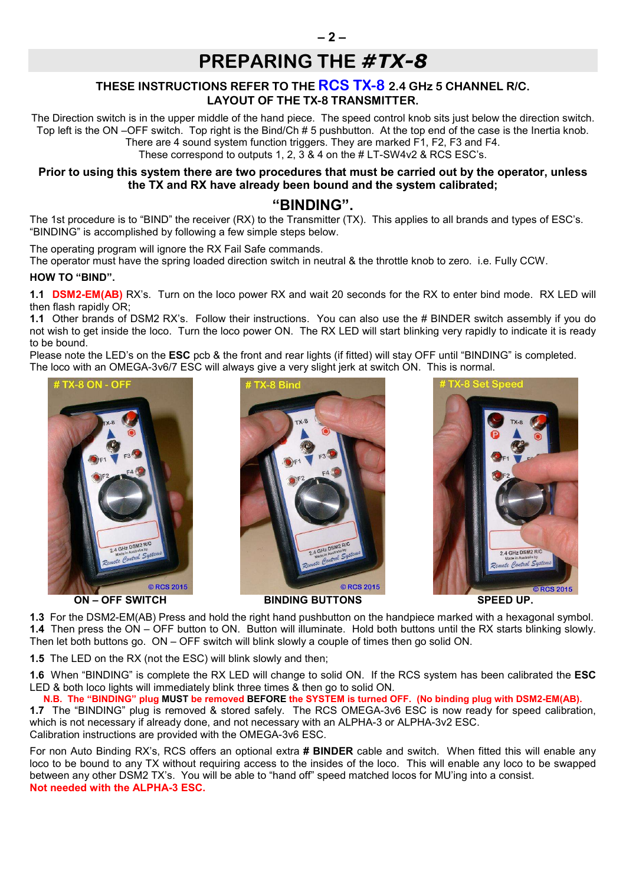# PREPARING THE *#TX-8*

### THESE INSTRUCTIONS REFER TO THE RCS TX-8 2.4 GHz 5 CHANNEL R/C.
### LAYOUT OF THE TX-8 TRANSMITTER.

The Direction switch is in the upper middle of the hand piece. The speed control knob sits just below the direction switch. Top left is the ON –OFF switch. Top right is the Bind/Ch # 5 pushbutton. At the top end of the case is the Inertia knob. There are 4 sound system function triggers. They are marked F1, F2, F3 and F4. These correspond to outputs 1, 2, 3 & 4 on the # LT-SW4v2 & RCS ESC's.

**Prior to using this system there are two procedures that must be carried out by the operator, unless the TX and RX have already been bound and the system calibrated;**

## "BINDING".

The 1st procedure is to "BIND" the receiver (RX) to the Transmitter (TX). This applies to all brands and types of ESC's. "BINDING" is accomplished by following a few simple steps below.

The operating program will ignore the RX Fail Safe commands.
The operator must have the spring loaded direction switch in neutral & the throttle knob to zero. i.e. Fully CCW.

**HOW TO "BIND".**

**1.1 DSM2-EM(AB)** RX's. Turn on the loco power RX and wait 20 seconds for the RX to enter bind mode. RX LED will then flash rapidly OR;

**1.1** Other brands of DSM2 RX's. Follow their instructions. You can also use the # BINDER switch assembly if you do not wish to get inside the loco. Turn the loco power ON. The RX LED will start blinking very rapidly to indicate it is ready to be bound.

Please note the LED's on the **ESC** pcb & the front and rear lights (if fitted) will stay OFF until "BINDING" is completed. The loco with an OMEGA-3v6/7 ESC will always give a very slight jerk at switch ON. This is normal.

**ON – OFF SWITCH** **BINDING BUTTONS** **SPEED UP.**

**1.3** For the DSM2-EM(AB) Press and hold the right hand pushbutton on the handpiece marked with a hexagonal symbol.
**1.4** Then press the ON – OFF button to ON. Button will illuminate. Hold both buttons until the RX starts blinking slowly. Then let both buttons go. ON – OFF switch will blink slowly a couple of times then go solid ON.

**1.5** The LED on the RX (not the ESC) will blink slowly and then;

**1.6** When "BINDING" is complete the RX LED will change to solid ON. If the RCS system has been calibrated the **ESC** LED & both loco lights will immediately blink three times & then go to solid ON.

**N.B. The "BINDING" plug MUST be removed BEFORE the SYSTEM is turned OFF. (No binding plug with DSM2-EM(AB).**

**1.7** The "BINDING" plug is removed & stored safely. The RCS OMEGA-3v6 ESC is now ready for speed calibration, which is not necessary if already done, and not necessary with an ALPHA-3 or ALPHA-3v2 ESC.
Calibration instructions are provided with the OMEGA-3v6 ESC.

For non Auto Binding RX's, RCS offers an optional extra **# BINDER** cable and switch. When fitted this will enable any loco to be bound to any TX without requiring access to the insides of the loco. This will enable any loco to be swapped between any other DSM2 TX's. You will be able to "hand off" speed matched locos for MU'ing into a consist.

**Not needed with the ALPHA-3 ESC.**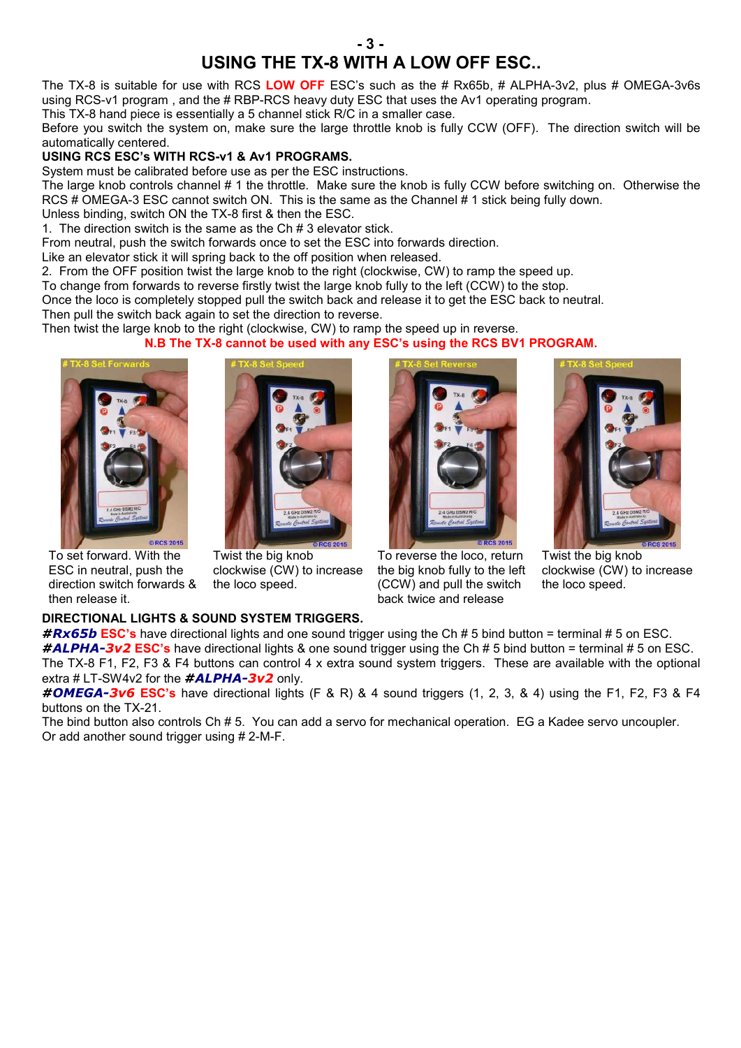# USING THE TX-8 WITH A LOW OFF ESC..

The TX-8 is suitable for use with RCS **LOW OFF** ESC's such as the # Rx65b, # ALPHA-3v2, plus # OMEGA-3v6s using RCS-v1 program , and the # RBP-RCS heavy duty ESC that uses the Av1 operating program.
This TX-8 hand piece is essentially a 5 channel stick R/C in a smaller case.
Before you switch the system on, make sure the large throttle knob is fully CCW (OFF). The direction switch will be automatically centered.

**USING RCS ESC's WITH RCS-v1 & Av1 PROGRAMS.**

System must be calibrated before use as per the ESC instructions.
The large knob controls channel # 1 the throttle. Make sure the knob is fully CCW before switching on. Otherwise the RCS # OMEGA-3 ESC cannot switch ON. This is the same as the Channel # 1 stick being fully down.
Unless binding, switch ON the TX-8 first & then the ESC.

1. The direction switch is the same as the Ch # 3 elevator stick.
From neutral, push the switch forwards once to set the ESC into forwards direction.
Like an elevator stick it will spring back to the off position when released.
2. From the OFF position twist the large knob to the right (clockwise, CW) to ramp the speed up.
To change from forwards to reverse firstly twist the large knob fully to the left (CCW) to the stop.
Once the loco is completely stopped pull the switch back and release it to get the ESC back to neutral.
Then pull the switch back again to set the direction to reverse.
Then twist the large knob to the right (clockwise, CW) to ramp the speed up in reverse.

**N.B The TX-8 cannot be used with any ESC's using the RCS BV1 PROGRAM.**

# TX-8 Set Forwards — To set forward. With the ESC in neutral, push the direction switch forwards & then release it.

# TX-8 Set Speed — Twist the big knob clockwise (CW) to increase the loco speed.

# TX-8 Set Reverse — To reverse the loco, return the big knob fully to the left (CCW) and pull the switch back twice and release

# TX-8 Set Speed — Twist the big knob clockwise (CW) to increase the loco speed.

**DIRECTIONAL LIGHTS & SOUND SYSTEM TRIGGERS.**

***#Rx65b* ESC's** have directional lights and one sound trigger using the Ch # 5 bind button = terminal # 5 on ESC.
***#ALPHA-3v2* ESC's** have directional lights & one sound trigger using the Ch # 5 bind button = terminal # 5 on ESC.
The TX-8 F1, F2, F3 & F4 buttons can control 4 x extra sound system triggers. These are available with the optional extra # LT-SW4v2 for the ***#ALPHA-3v2*** only.
***#OMEGA-3v6* ESC's** have directional lights (F & R) & 4 sound triggers (1, 2, 3, & 4) using the F1, F2, F3 & F4 buttons on the TX-21.
The bind button also controls Ch # 5. You can add a servo for mechanical operation. EG a Kadee servo uncoupler.
Or add another sound trigger using # 2-M-F.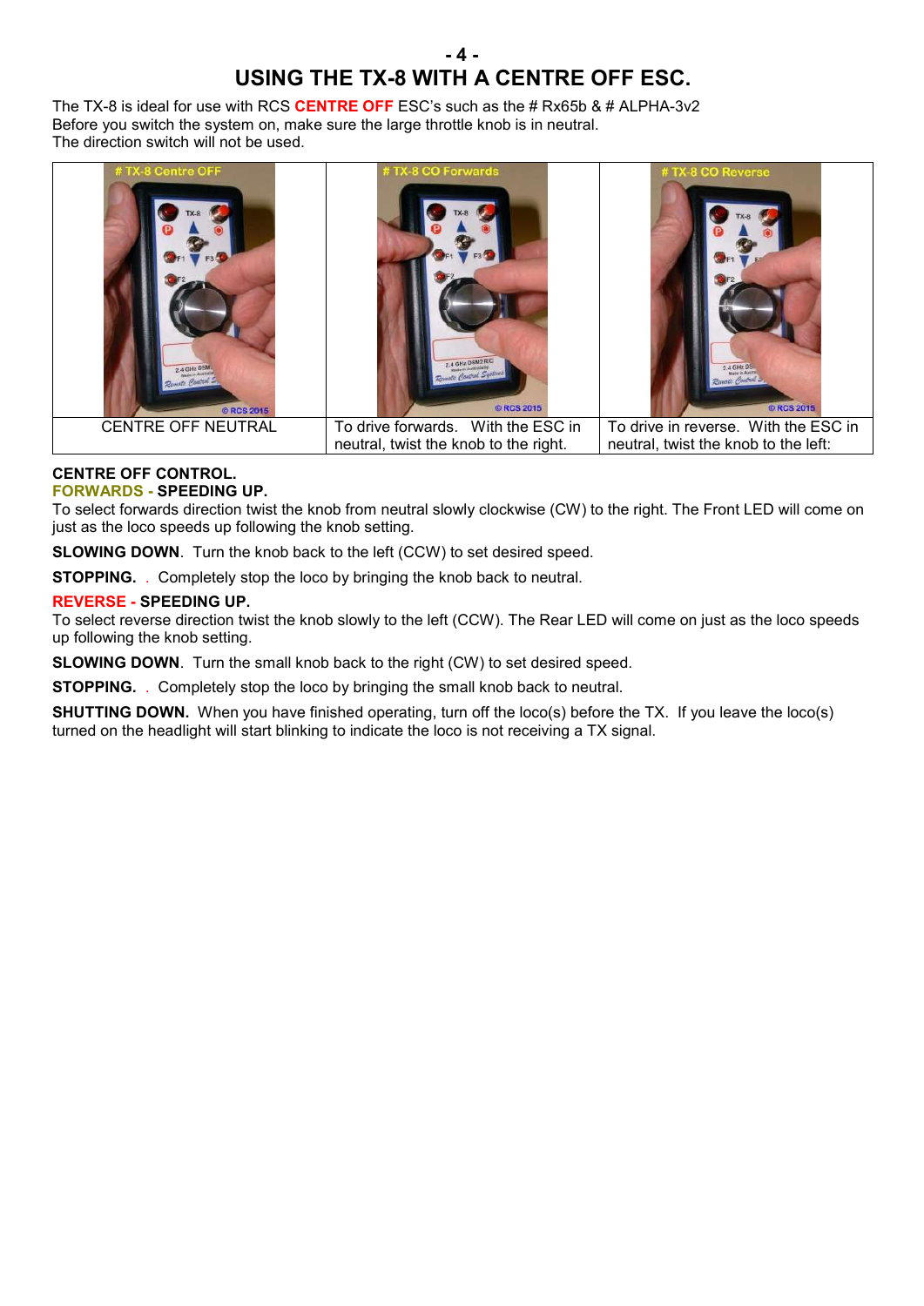# USING THE TX-8 WITH A CENTRE OFF ESC.

The TX-8 is ideal for use with RCS **CENTRE OFF** ESC's such as the # Rx65b & # ALPHA-3v2
Before you switch the system on, make sure the large throttle knob is in neutral.
The direction switch will not be used.

| | | |
|---|---|---|
| # TX-8 Centre OFF | # TX-8 CO Forwards | # TX-8 CO Reverse |
| CENTRE OFF NEUTRAL | To drive forwards. With the ESC in neutral, twist the knob to the right. | To drive in reverse. With the ESC in neutral, twist the knob to the left: |

**CENTRE OFF CONTROL.**

**FORWARDS - SPEEDING UP.**
To select forwards direction twist the knob from neutral slowly clockwise (CW) to the right. The Front LED will come on just as the loco speeds up following the knob setting.

**SLOWING DOWN**. Turn the knob back to the left (CCW) to set desired speed.

**STOPPING.** . Completely stop the loco by bringing the knob back to neutral.

**REVERSE - SPEEDING UP.**
To select reverse direction twist the knob slowly to the left (CCW). The Rear LED will come on just as the loco speeds up following the knob setting.

**SLOWING DOWN**. Turn the small knob back to the right (CW) to set desired speed.

**STOPPING.** . Completely stop the loco by bringing the small knob back to neutral.

**SHUTTING DOWN.** When you have finished operating, turn off the loco(s) before the TX. If you leave the loco(s) turned on the headlight will start blinking to indicate the loco is not receiving a TX signal.